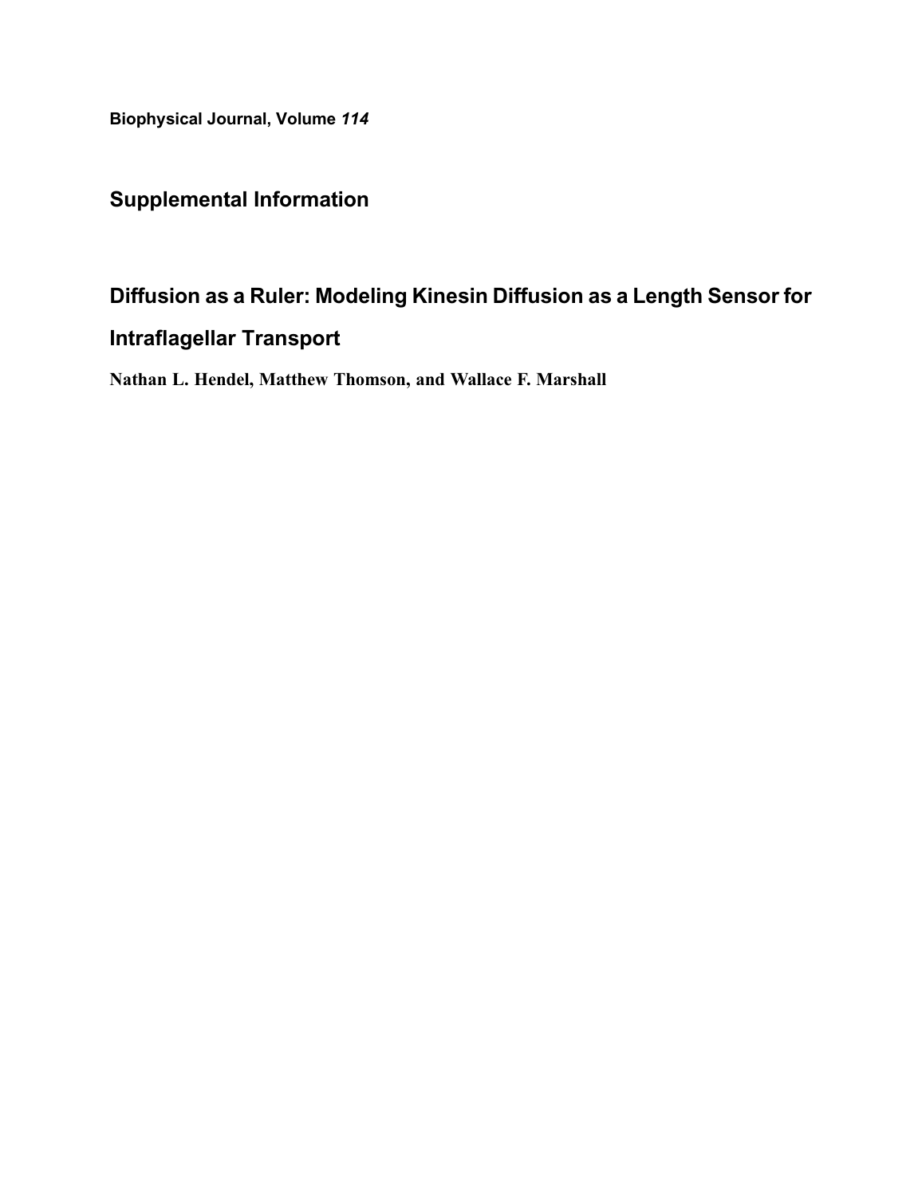**Biophysical Journal, Volume *114***

## Supplemental Information

## Diffusion as a Ruler: Modeling Kinesin Diffusion as a Length Sensor for Intraflagellar Transport

**Nathan L. Hendel, Matthew Thomson, and Wallace F. Marshall**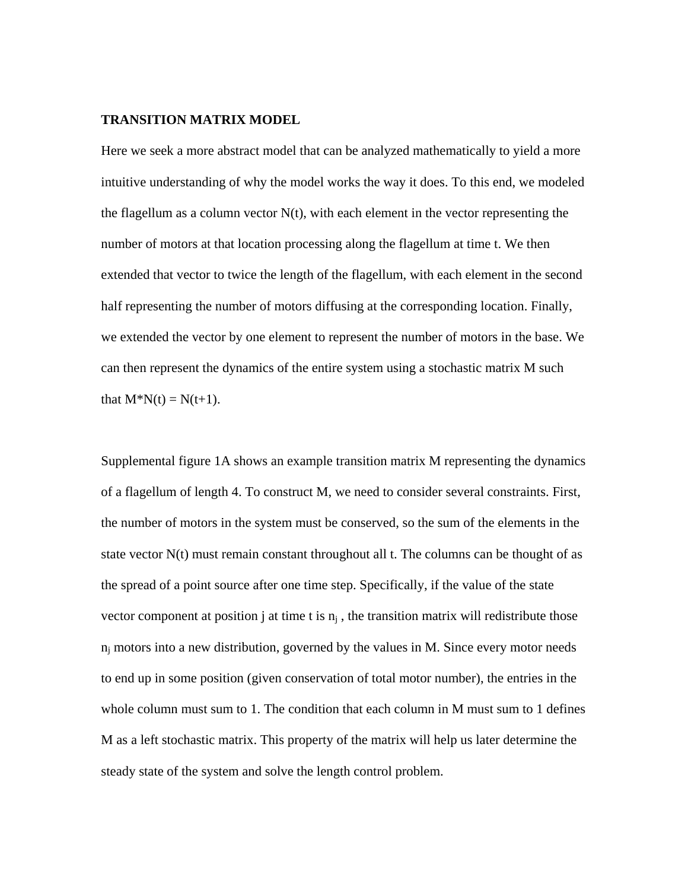## TRANSITION MATRIX MODEL

Here we seek a more abstract model that can be analyzed mathematically to yield a more intuitive understanding of why the model works the way it does. To this end, we modeled the flagellum as a column vector N(t), with each element in the vector representing the number of motors at that location processing along the flagellum at time t. We then extended that vector to twice the length of the flagellum, with each element in the second half representing the number of motors diffusing at the corresponding location. Finally, we extended the vector by one element to represent the number of motors in the base. We can then represent the dynamics of the entire system using a stochastic matrix M such that M*N(t) = N(t+1).

Supplemental figure 1A shows an example transition matrix M representing the dynamics of a flagellum of length 4. To construct M, we need to consider several constraints. First, the number of motors in the system must be conserved, so the sum of the elements in the state vector N(t) must remain constant throughout all t. The columns can be thought of as the spread of a point source after one time step. Specifically, if the value of the state vector component at position j at time t is $n_j$ , the transition matrix will redistribute those $n_j$ motors into a new distribution, governed by the values in M. Since every motor needs to end up in some position (given conservation of total motor number), the entries in the whole column must sum to 1. The condition that each column in M must sum to 1 defines M as a left stochastic matrix. This property of the matrix will help us later determine the steady state of the system and solve the length control problem.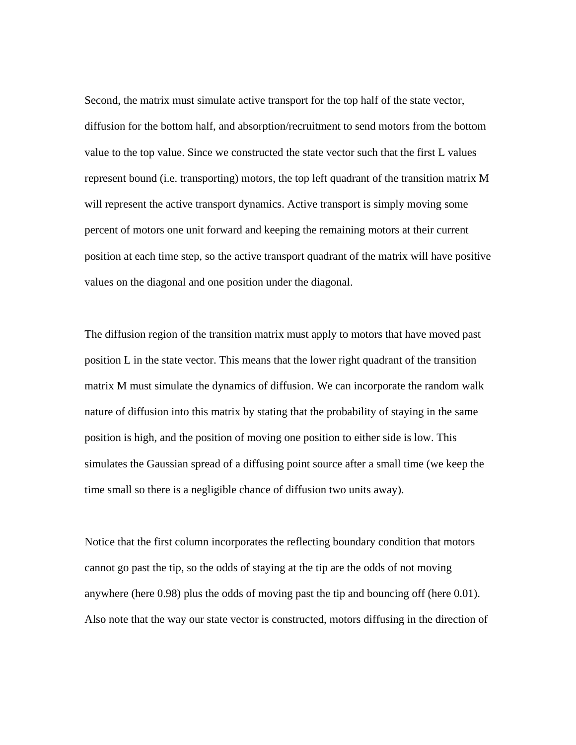Second, the matrix must simulate active transport for the top half of the state vector, diffusion for the bottom half, and absorption/recruitment to send motors from the bottom value to the top value. Since we constructed the state vector such that the first L values represent bound (i.e. transporting) motors, the top left quadrant of the transition matrix M will represent the active transport dynamics. Active transport is simply moving some percent of motors one unit forward and keeping the remaining motors at their current position at each time step, so the active transport quadrant of the matrix will have positive values on the diagonal and one position under the diagonal.

The diffusion region of the transition matrix must apply to motors that have moved past position L in the state vector. This means that the lower right quadrant of the transition matrix M must simulate the dynamics of diffusion. We can incorporate the random walk nature of diffusion into this matrix by stating that the probability of staying in the same position is high, and the position of moving one position to either side is low. This simulates the Gaussian spread of a diffusing point source after a small time (we keep the time small so there is a negligible chance of diffusion two units away).

Notice that the first column incorporates the reflecting boundary condition that motors cannot go past the tip, so the odds of staying at the tip are the odds of not moving anywhere (here 0.98) plus the odds of moving past the tip and bouncing off (here 0.01). Also note that the way our state vector is constructed, motors diffusing in the direction of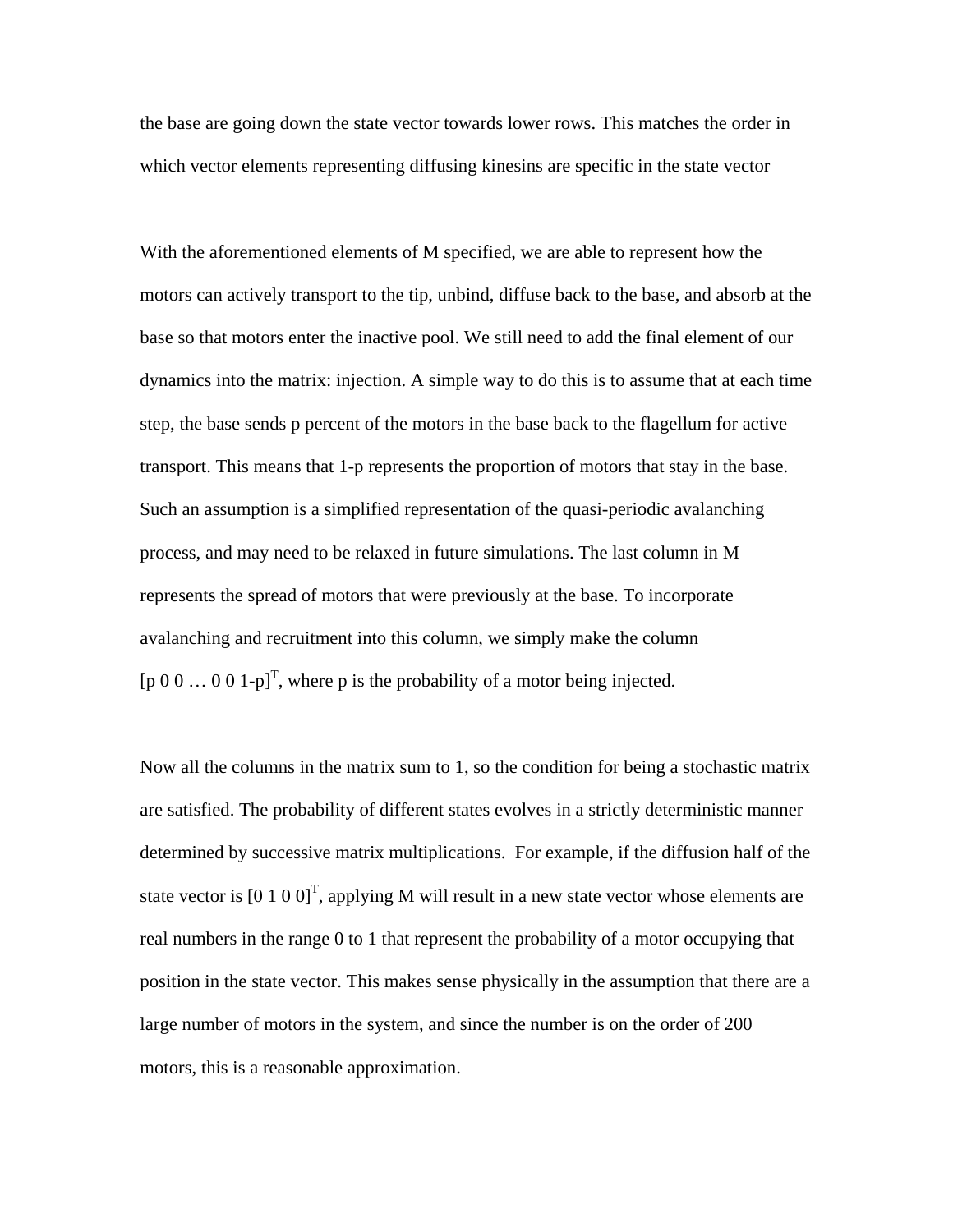the base are going down the state vector towards lower rows. This matches the order in which vector elements representing diffusing kinesins are specific in the state vector

With the aforementioned elements of M specified, we are able to represent how the motors can actively transport to the tip, unbind, diffuse back to the base, and absorb at the base so that motors enter the inactive pool. We still need to add the final element of our dynamics into the matrix: injection. A simple way to do this is to assume that at each time step, the base sends p percent of the motors in the base back to the flagellum for active transport. This means that 1-p represents the proportion of motors that stay in the base. Such an assumption is a simplified representation of the quasi-periodic avalanching process, and may need to be relaxed in future simulations. The last column in M represents the spread of motors that were previously at the base. To incorporate avalanching and recruitment into this column, we simply make the column $[p\ 0\ 0\ \ldots\ 0\ 0\ 1\text{-}p]^T$, where p is the probability of a motor being injected.

Now all the columns in the matrix sum to 1, so the condition for being a stochastic matrix are satisfied. The probability of different states evolves in a strictly deterministic manner determined by successive matrix multiplications. For example, if the diffusion half of the state vector is $[0\ 1\ 0\ 0]^T$, applying M will result in a new state vector whose elements are real numbers in the range 0 to 1 that represent the probability of a motor occupying that position in the state vector. This makes sense physically in the assumption that there are a large number of motors in the system, and since the number is on the order of 200 motors, this is a reasonable approximation.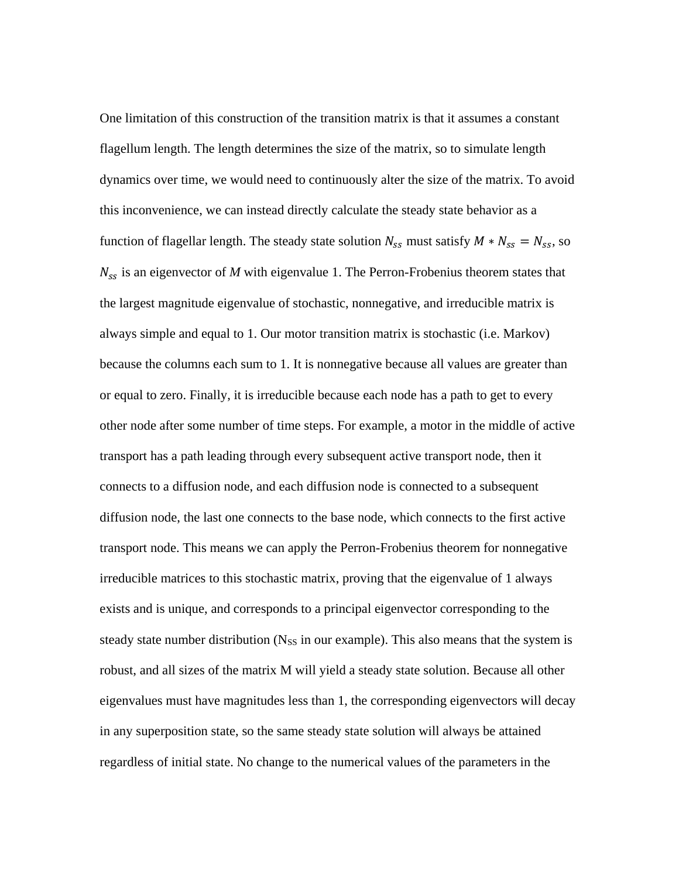One limitation of this construction of the transition matrix is that it assumes a constant flagellum length. The length determines the size of the matrix, so to simulate length dynamics over time, we would need to continuously alter the size of the matrix. To avoid this inconvenience, we can instead directly calculate the steady state behavior as a function of flagellar length. The steady state solution $N_{ss}$ must satisfy $M * N_{ss} = N_{ss}$, so $N_{ss}$ is an eigenvector of *M* with eigenvalue 1. The Perron-Frobenius theorem states that the largest magnitude eigenvalue of stochastic, nonnegative, and irreducible matrix is always simple and equal to 1. Our motor transition matrix is stochastic (i.e. Markov) because the columns each sum to 1. It is nonnegative because all values are greater than or equal to zero. Finally, it is irreducible because each node has a path to get to every other node after some number of time steps. For example, a motor in the middle of active transport has a path leading through every subsequent active transport node, then it connects to a diffusion node, and each diffusion node is connected to a subsequent diffusion node, the last one connects to the base node, which connects to the first active transport node. This means we can apply the Perron-Frobenius theorem for nonnegative irreducible matrices to this stochastic matrix, proving that the eigenvalue of 1 always exists and is unique, and corresponds to a principal eigenvector corresponding to the steady state number distribution ($N_{SS}$ in our example). This also means that the system is robust, and all sizes of the matrix M will yield a steady state solution. Because all other eigenvalues must have magnitudes less than 1, the corresponding eigenvectors will decay in any superposition state, so the same steady state solution will always be attained regardless of initial state. No change to the numerical values of the parameters in the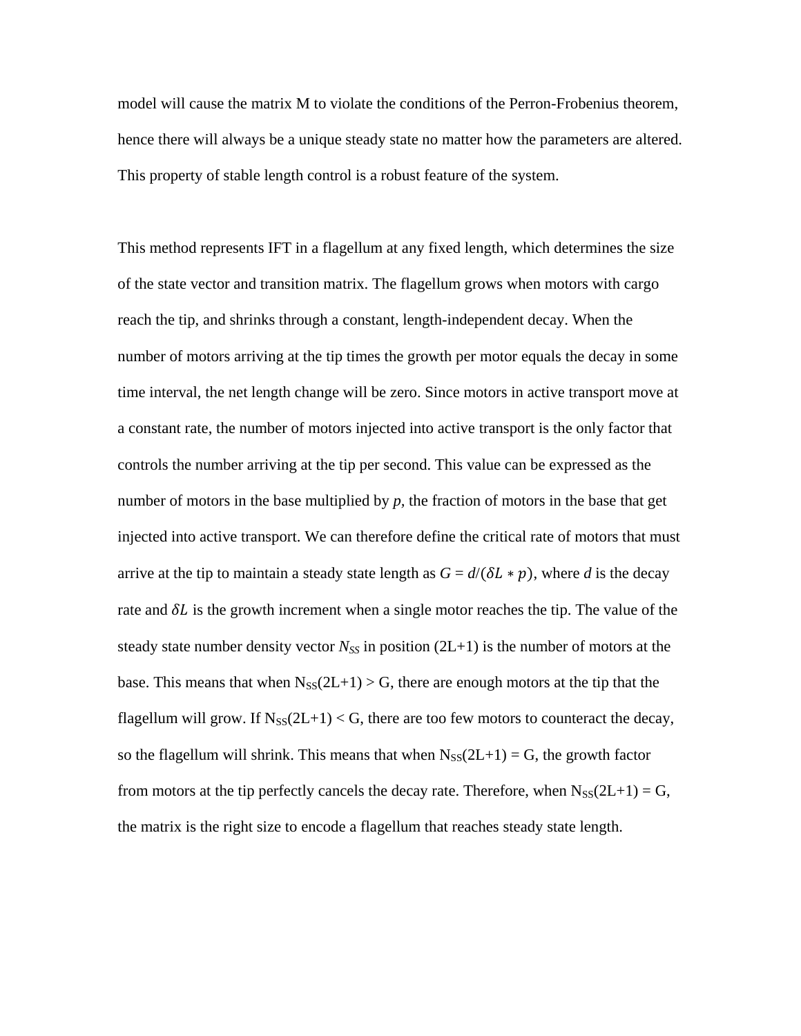model will cause the matrix M to violate the conditions of the Perron-Frobenius theorem, hence there will always be a unique steady state no matter how the parameters are altered. This property of stable length control is a robust feature of the system.

This method represents IFT in a flagellum at any fixed length, which determines the size of the state vector and transition matrix. The flagellum grows when motors with cargo reach the tip, and shrinks through a constant, length-independent decay. When the number of motors arriving at the tip times the growth per motor equals the decay in some time interval, the net length change will be zero. Since motors in active transport move at a constant rate, the number of motors injected into active transport is the only factor that controls the number arriving at the tip per second. This value can be expressed as the number of motors in the base multiplied by *p*, the fraction of motors in the base that get injected into active transport. We can therefore define the critical rate of motors that must arrive at the tip to maintain a steady state length as $G = d/(\delta L * p)$, where *d* is the decay rate and $\delta L$ is the growth increment when a single motor reaches the tip. The value of the steady state number density vector $N_{SS}$ in position (2L+1) is the number of motors at the base. This means that when $N_{SS}(2L+1) > G$, there are enough motors at the tip that the flagellum will grow. If $N_{SS}(2L+1) < G$, there are too few motors to counteract the decay, so the flagellum will shrink. This means that when $N_{SS}(2L+1) = G$, the growth factor from motors at the tip perfectly cancels the decay rate. Therefore, when $N_{SS}(2L+1) = G$, the matrix is the right size to encode a flagellum that reaches steady state length.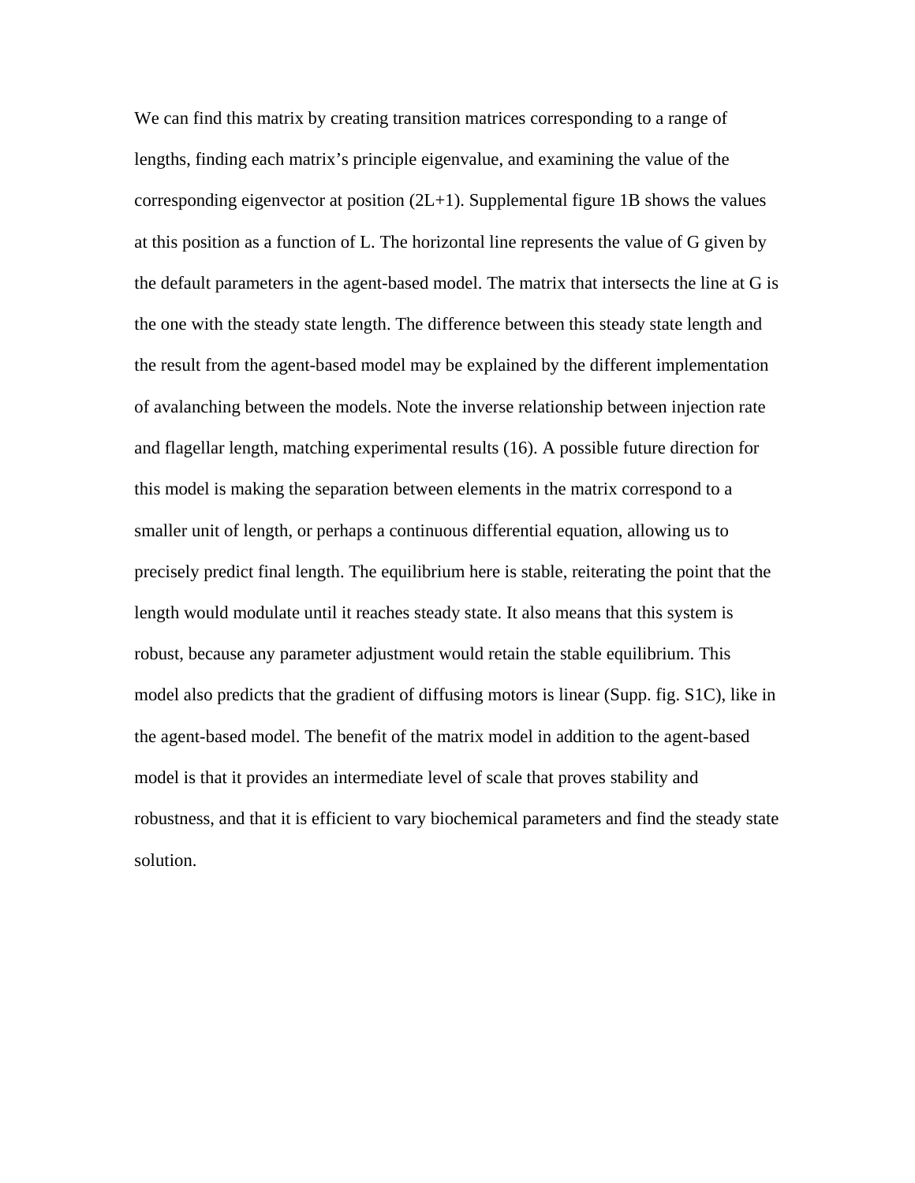We can find this matrix by creating transition matrices corresponding to a range of lengths, finding each matrix's principle eigenvalue, and examining the value of the corresponding eigenvector at position $(2L+1)$. Supplemental figure 1B shows the values at this position as a function of $L$. The horizontal line represents the value of $G$ given by the default parameters in the agent-based model. The matrix that intersects the line at $G$ is the one with the steady state length. The difference between this steady state length and the result from the agent-based model may be explained by the different implementation of avalanching between the models. Note the inverse relationship between injection rate and flagellar length, matching experimental results (16). A possible future direction for this model is making the separation between elements in the matrix correspond to a smaller unit of length, or perhaps a continuous differential equation, allowing us to precisely predict final length. The equilibrium here is stable, reiterating the point that the length would modulate until it reaches steady state. It also means that this system is robust, because any parameter adjustment would retain the stable equilibrium. This model also predicts that the gradient of diffusing motors is linear (Supp. fig. S1C), like in the agent-based model. The benefit of the matrix model in addition to the agent-based model is that it provides an intermediate level of scale that proves stability and robustness, and that it is efficient to vary biochemical parameters and find the steady state solution.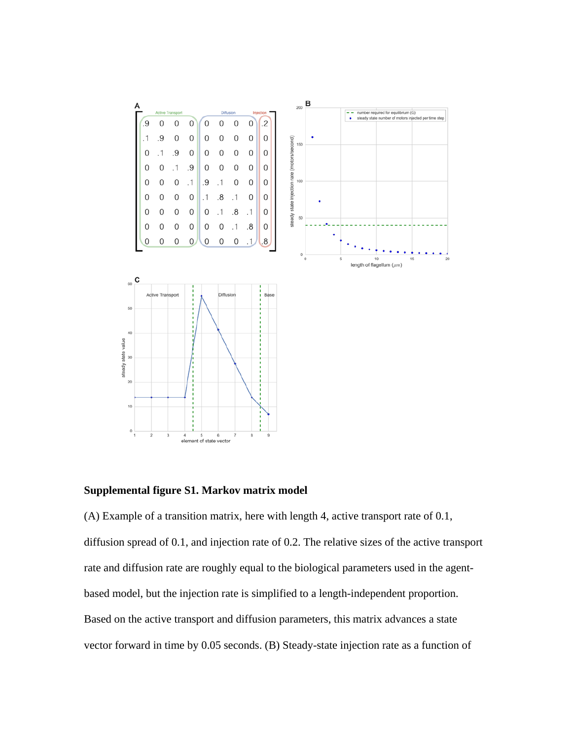**Supplemental figure S1. Markov matrix model**

(A) Example of a transition matrix, here with length 4, active transport rate of 0.1, diffusion spread of 0.1, and injection rate of 0.2. The relative sizes of the active transport rate and diffusion rate are roughly equal to the biological parameters used in the agent-based model, but the injection rate is simplified to a length-independent proportion. Based on the active transport and diffusion parameters, this matrix advances a state vector forward in time by 0.05 seconds. (B) Steady-state injection rate as a function of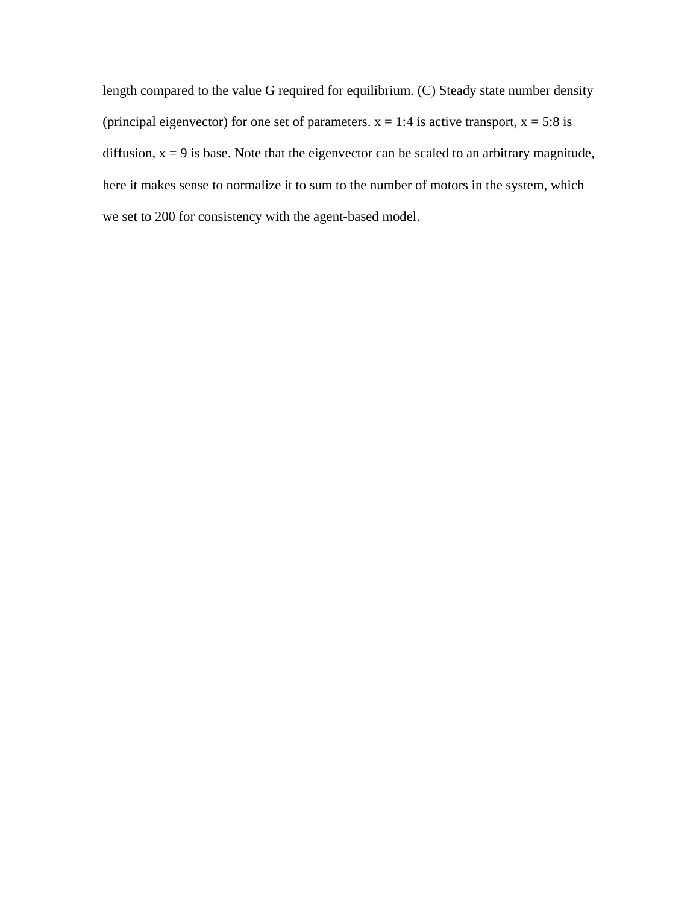length compared to the value G required for equilibrium. (C) Steady state number density (principal eigenvector) for one set of parameters. x = 1:4 is active transport, x = 5:8 is diffusion, x = 9 is base. Note that the eigenvector can be scaled to an arbitrary magnitude, here it makes sense to normalize it to sum to the number of motors in the system, which we set to 200 for consistency with the agent-based model.